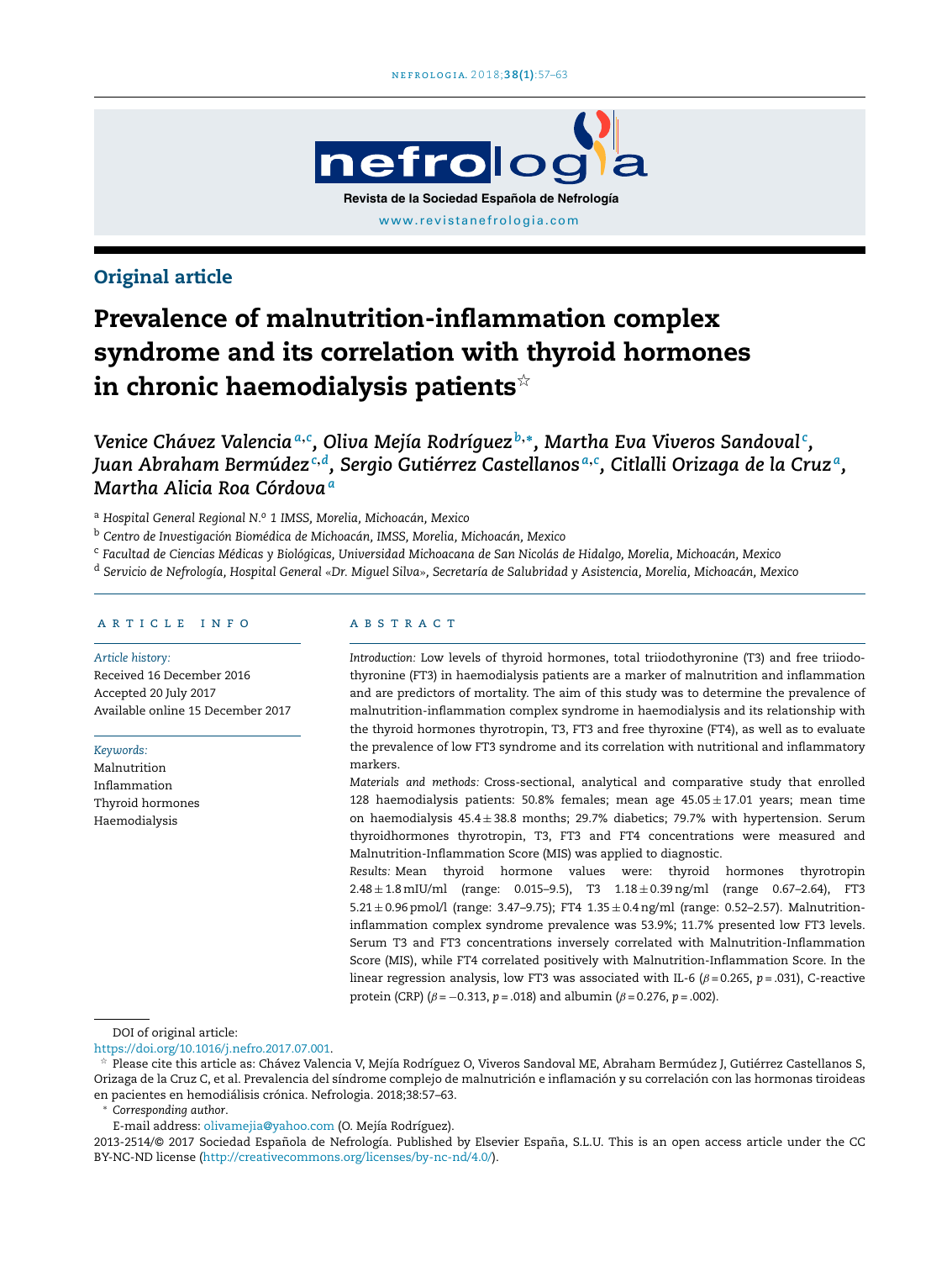Original article

# Prevalence of malnutrition-inflammation complex syndrome and its correlation with thyroid hormones in chronic haemodialysis patients[☆]

*Venice Chávez Valencia*[a,c], *Oliva Mejía Rodríguez*[b,*], *Martha Eva Viveros Sandoval*[c], *Juan Abraham Bermúdez*[c,d], *Sergio Gutiérrez Castellanos*[a,c], *Citlalli Orizaga de la Cruz*[a], *Martha Alicia Roa Córdova*[a]

[a] *Hospital General Regional N.º 1 IMSS, Morelia, Michoacán, Mexico*

[b] *Centro de Investigación Biomédica de Michoacán, IMSS, Morelia, Michoacán, Mexico*

[c] *Facultad de Ciencias Médicas y Biológicas, Universidad Michoacana de San Nicolás de Hidalgo, Morelia, Michoacán, Mexico*

[d] *Servicio de Nefrología, Hospital General «Dr. Miguel Silva», Secretaría de Salubridad y Asistencia, Morelia, Michoacán, Mexico*

## ARTICLE INFO

*Article history:*
Received 16 December 2016
Accepted 20 July 2017
Available online 15 December 2017

*Keywords:*
Malnutrition
Inflammation
Thyroid hormones
Haemodialysis

## ABSTRACT

*Introduction:* Low levels of thyroid hormones, total triiodothyronine (T3) and free triiodothyronine (FT3) in haemodialysis patients are a marker of malnutrition and inflammation and are predictors of mortality. The aim of this study was to determine the prevalence of malnutrition-inflammation complex syndrome in haemodialysis and its relationship with the thyroid hormones thyrotropin, T3, FT3 and free thyroxine (FT4), as well as to evaluate the prevalence of low FT3 syndrome and its correlation with nutritional and inflammatory markers.

*Materials and methods:* Cross-sectional, analytical and comparative study that enrolled 128 haemodialysis patients: 50.8% females; mean age 45.05 ± 17.01 years; mean time on haemodialysis 45.4 ± 38.8 months; 29.7% diabetics; 79.7% with hypertension. Serum thyroidhormones thyrotropin, T3, FT3 and FT4 concentrations were measured and Malnutrition-Inflammation Score (MIS) was applied to diagnostic.

*Results:* Mean thyroid hormone values were: thyroid hormones thyrotropin 2.48 ± 1.8 mIU/ml (range: 0.015–9.5), T3 1.18 ± 0.39 ng/ml (range 0.67–2.64), FT3 5.21 ± 0.96 pmol/l (range: 3.47–9.75); FT4 1.35 ± 0.4 ng/ml (range: 0.52–2.57). Malnutrition-inflammation complex syndrome prevalence was 53.9%; 11.7% presented low FT3 levels. Serum T3 and FT3 concentrations inversely correlated with Malnutrition-Inflammation Score (MIS), while FT4 correlated positively with Malnutrition-Inflammation Score. In the linear regression analysis, low FT3 was associated with IL-6 ($\beta = 0.265$, $p = .031$), C-reactive protein (CRP) ($\beta = -0.313$, $p = .018$) and albumin ($\beta = 0.276$, $p = .002$).

DOI of original article:
https://doi.org/10.1016/j.nefro.2017.07.001.

☆ Please cite this article as: Chávez Valencia V, Mejía Rodríguez O, Viveros Sandoval ME, Abraham Bermúdez J, Gutiérrez Castellanos S, Orizaga de la Cruz C, et al. Prevalencia del síndrome complejo de malnutrición e inflamación y su correlación con las hormonas tiroideas en pacientes en hemodiálisis crónica. Nefrologia. 2018;38:57–63.

\* *Corresponding author*.
E-mail address: olivamejia@yahoo.com (O. Mejía Rodríguez).

2013-2514/© 2017 Sociedad Española de Nefrología. Published by Elsevier España, S.L.U. This is an open access article under the CC BY-NC-ND license (http://creativecommons.org/licenses/by-nc-nd/4.0/).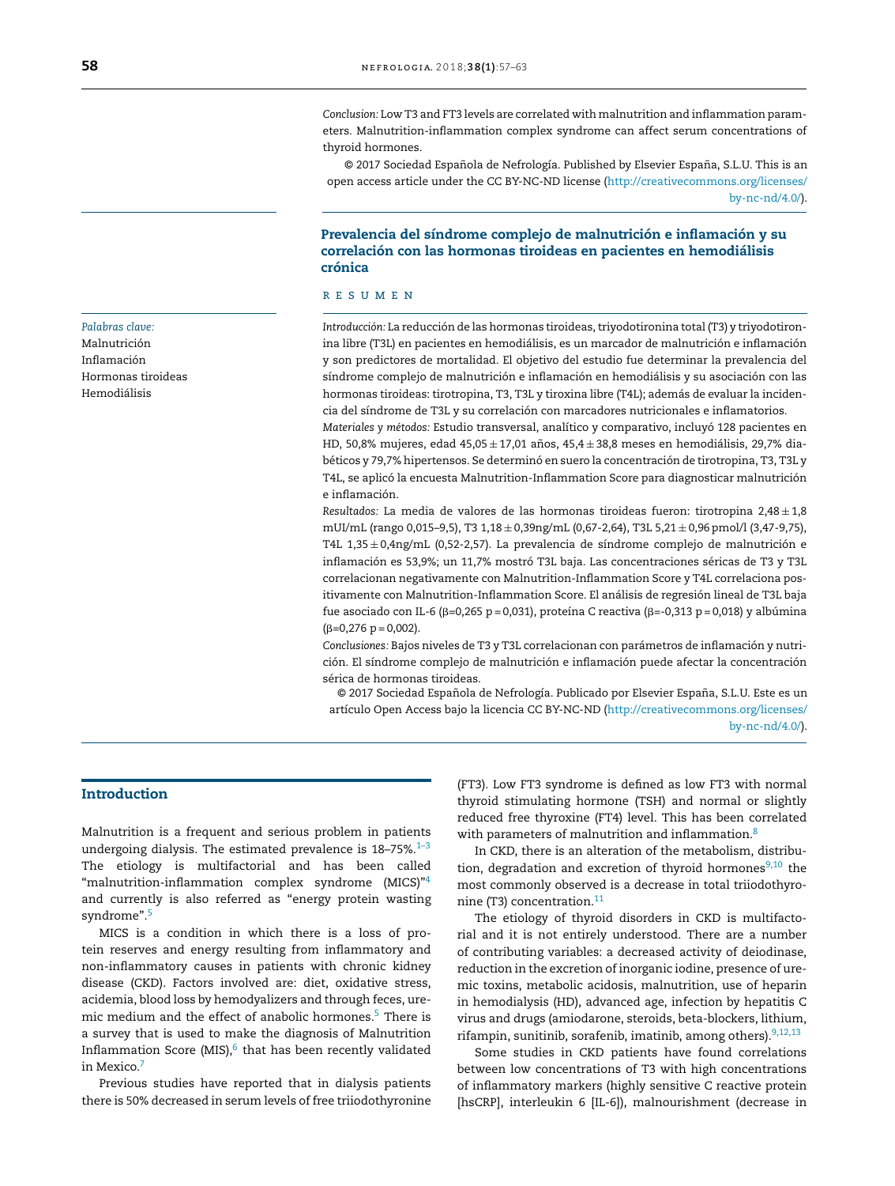*Conclusion:* Low T3 and FT3 levels are correlated with malnutrition and inflammation parameters. Malnutrition-inflammation complex syndrome can affect serum concentrations of thyroid hormones.

© 2017 Sociedad Española de Nefrología. Published by Elsevier España, S.L.U. This is an open access article under the CC BY-NC-ND license (http://creativecommons.org/licenses/by-nc-nd/4.0/).

## Prevalencia del síndrome complejo de malnutrición e inflamación y su correlación con las hormonas tiroideas en pacientes en hemodiálisis crónica

**RESUMEN**

*Palabras clave:*
Malnutrición
Inflamación
Hormonas tiroideas
Hemodiálisis

*Introducción:* La reducción de las hormonas tiroideas, triyodotironina total (T3) y triyodotironina libre (T3L) en pacientes en hemodiálisis, es un marcador de malnutrición e inflamación y son predictores de mortalidad. El objetivo del estudio fue determinar la prevalencia del síndrome complejo de malnutrición e inflamación en hemodiálisis y su asociación con las hormonas tiroideas: tirotropina, T3, T3L y tiroxina libre (T4L); además de evaluar la incidencia del síndrome de T3L y su correlación con marcadores nutricionales e inflamatorios.

*Materiales y métodos:* Estudio transversal, analítico y comparativo, incluyó 128 pacientes en HD, 50,8% mujeres, edad 45,05 ± 17,01 años, 45,4 ± 38,8 meses en hemodiálisis, 29,7% diabéticos y 79,7% hipertensos. Se determinó en suero la concentración de tirotropina, T3, T3L y T4L, se aplicó la encuesta Malnutrition-Inflammation Score para diagnosticar malnutrición e inflamación.

*Resultados:* La media de valores de las hormonas tiroideas fueron: tirotropina 2,48 ± 1,8 mUI/mL (rango 0,015–9,5), T3 1,18 ± 0,39ng/mL (0,67-2,64), T3L 5,21 ± 0,96 pmol/l (3,47-9,75), T4L 1,35 ± 0,4ng/mL (0,52-2,57). La prevalencia de síndrome complejo de malnutrición e inflamación es 53,9%; un 11,7% mostró T3L baja. Las concentraciones séricas de T3 y T3L correlacionan negativamente con Malnutrition-Inflammation Score y T4L correlaciona positivamente con Malnutrition-Inflammation Score. El análisis de regresión lineal de T3L baja fue asociado con IL-6 (β=0,265 p = 0,031), proteína C reactiva (β=-0,313 p = 0,018) y albúmina (β=0,276 p = 0,002).

*Conclusiones:* Bajos niveles de T3 y T3L correlacionan con parámetros de inflamación y nutrición. El síndrome complejo de malnutrición e inflamación puede afectar la concentración sérica de hormonas tiroideas.

© 2017 Sociedad Española de Nefrología. Publicado por Elsevier España, S.L.U. Este es un artículo Open Access bajo la licencia CC BY-NC-ND (http://creativecommons.org/licenses/by-nc-nd/4.0/).

## Introduction

Malnutrition is a frequent and serious problem in patients undergoing dialysis. The estimated prevalence is 18–75%.[1–3] The etiology is multifactorial and has been called "malnutrition-inflammation complex syndrome (MICS)"[4] and currently is also referred as "energy protein wasting syndrome".[5]

MICS is a condition in which there is a loss of protein reserves and energy resulting from inflammatory and non-inflammatory causes in patients with chronic kidney disease (CKD). Factors involved are: diet, oxidative stress, acidemia, blood loss by hemodyalizers and through feces, uremic medium and the effect of anabolic hormones.[5] There is a survey that is used to make the diagnosis of Malnutrition Inflammation Score (MIS),[6] that has been recently validated in Mexico.[7]

Previous studies have reported that in dialysis patients there is 50% decreased in serum levels of free triiodothyronine (FT3). Low FT3 syndrome is defined as low FT3 with normal thyroid stimulating hormone (TSH) and normal or slightly reduced free thyroxine (FT4) level. This has been correlated with parameters of malnutrition and inflammation.[8]

In CKD, there is an alteration of the metabolism, distribution, degradation and excretion of thyroid hormones[9,10] the most commonly observed is a decrease in total triiodothyronine (T3) concentration.[11]

The etiology of thyroid disorders in CKD is multifactorial and it is not entirely understood. There are a number of contributing variables: a decreased activity of deiodinase, reduction in the excretion of inorganic iodine, presence of uremic toxins, metabolic acidosis, malnutrition, use of heparin in hemodialysis (HD), advanced age, infection by hepatitis C virus and drugs (amiodarone, steroids, beta-blockers, lithium, rifampin, sunitinib, sorafenib, imatinib, among others).[9,12,13]

Some studies in CKD patients have found correlations between low concentrations of T3 with high concentrations of inflammatory markers (highly sensitive C reactive protein [hsCRP], interleukin 6 [IL-6]), malnourishment (decrease in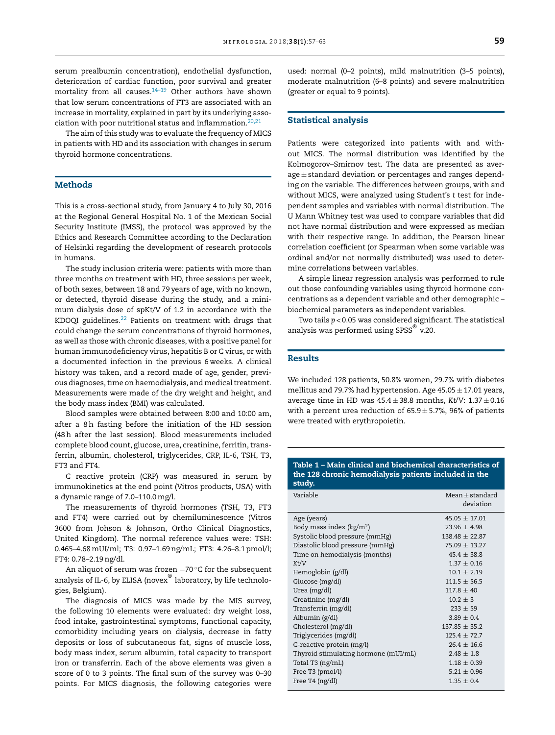serum prealbumin concentration), endothelial dysfunction, deterioration of cardiac function, poor survival and greater mortality from all causes.[14–19] Other authors have shown that low serum concentrations of FT3 are associated with an increase in mortality, explained in part by its underlying association with poor nutritional status and inflammation.[20,21]

The aim of this study was to evaluate the frequency of MICS in patients with HD and its association with changes in serum thyroid hormone concentrations.

## Methods

This is a cross-sectional study, from January 4 to July 30, 2016 at the Regional General Hospital No. 1 of the Mexican Social Security Institute (IMSS), the protocol was approved by the Ethics and Research Committee according to the Declaration of Helsinki regarding the development of research protocols in humans.

The study inclusion criteria were: patients with more than three months on treatment with HD, three sessions per week, of both sexes, between 18 and 79 years of age, with no known, or detected, thyroid disease during the study, and a minimum dialysis dose of spKt/V of 1.2 in accordance with the KDOQI guidelines.[22] Patients on treatment with drugs that could change the serum concentrations of thyroid hormones, as well as those with chronic diseases, with a positive panel for human immunodeficiency virus, hepatitis B or C virus, or with a documented infection in the previous 6 weeks. A clinical history was taken, and a record made of age, gender, previous diagnoses, time on haemodialysis, and medical treatment. Measurements were made of the dry weight and height, and the body mass index (BMI) was calculated.

Blood samples were obtained between 8:00 and 10:00 am, after a 8 h fasting before the initiation of the HD session (48 h after the last session). Blood measurements included complete blood count, glucose, urea, creatinine, ferritin, transferrin, albumin, cholesterol, triglycerides, CRP, IL-6, TSH, T3, FT3 and FT4.

C reactive protein (CRP) was measured in serum by immunokinetics at the end point (Vitros products, USA) with a dynamic range of 7.0–110.0 mg/l.

The measurements of thyroid hormones (TSH, T3, FT3 and FT4) were carried out by chemiluminescence (Vitros 3600 from Johson & Johnson, Ortho Clinical Diagnostics, United Kingdom). The normal reference values were: TSH: 0.465–4.68 mUI/ml; T3: 0.97–1.69 ng/mL; FT3: 4.26–8.1 pmol/l; FT4: 0.78–2.19 ng/dl.

An aliquot of serum was frozen −70 °C for the subsequent analysis of IL-6, by ELISA (novex® laboratory, by life technologies, Belgium).

The diagnosis of MICS was made by the MIS survey, the following 10 elements were evaluated: dry weight loss, food intake, gastrointestinal symptoms, functional capacity, comorbidity including years on dialysis, decrease in fatty deposits or loss of subcutaneous fat, signs of muscle loss, body mass index, serum albumin, total capacity to transport iron or transferrin. Each of the above elements was given a score of 0 to 3 points. The final sum of the survey was 0–30 points. For MICS diagnosis, the following categories were used: normal (0–2 points), mild malnutrition (3–5 points), moderate malnutrition (6–8 points) and severe malnutrition (greater or equal to 9 points).

## Statistical analysis

Patients were categorized into patients with and without MICS. The normal distribution was identified by the Kolmogorov–Smirnov test. The data are presented as average ± standard deviation or percentages and ranges depending on the variable. The differences between groups, with and without MICS, were analyzed using Student's *t* test for independent samples and variables with normal distribution. The U Mann Whitney test was used to compare variables that did not have normal distribution and were expressed as median with their respective range. In addition, the Pearson linear correlation coefficient (or Spearman when some variable was ordinal and/or not normally distributed) was used to determine correlations between variables.

A simple linear regression analysis was performed to rule out those confounding variables using thyroid hormone concentrations as a dependent variable and other demographic – biochemical parameters as independent variables.

Two tails $p < 0.05$ was considered significant. The statistical analysis was performed using SPSS® v.20.

## Results

We included 128 patients, 50.8% women, 29.7% with diabetes mellitus and 79.7% had hypertension. Age 45.05 ± 17.01 years, average time in HD was 45.4 ± 38.8 months, *Kt/V*: 1.37 ± 0.16 with a percent urea reduction of 65.9 ± 5.7%, 96% of patients were treated with erythropoietin.

**Table 1 – Main clinical and biochemical characteristics of the 128 chronic hemodialysis patients included in the study.**

| Variable | Mean ± standard deviation |
|---|---|
| Age (years) | 45.05 ± 17.01 |
| Body mass index (kg/m²) | 23.96 ± 4.98 |
| Systolic blood pressure (mmHg) | 138.48 ± 22.87 |
| Diastolic blood pressure (mmHg) | 75.09 ± 13.27 |
| Time on hemodialysis (months) | 45.4 ± 38.8 |
| Kt/V | 1.37 ± 0.16 |
| Hemoglobin (g/dl) | 10.1 ± 2.19 |
| Glucose (mg/dl) | 111.5 ± 56.5 |
| Urea (mg/dl) | 117.8 ± 40 |
| Creatinine (mg/dl) | 10.2 ± 3 |
| Transferrin (mg/dl) | 233 ± 59 |
| Albumin (g/dl) | 3.89 ± 0.4 |
| Cholesterol (mg/dl) | 137.85 ± 35.2 |
| Triglycerides (mg/dl) | 125.4 ± 72.7 |
| C-reactive protein (mg/l) | 26.4 ± 16.6 |
| Thyroid stimulating hormone (mUI/mL) | 2.48 ± 1.8 |
| Total T3 (ng/mL) | 1.18 ± 0.39 |
| Free T3 (pmol/l) | 5.21 ± 0.96 |
| Free T4 (ng/dl) | 1.35 ± 0.4 |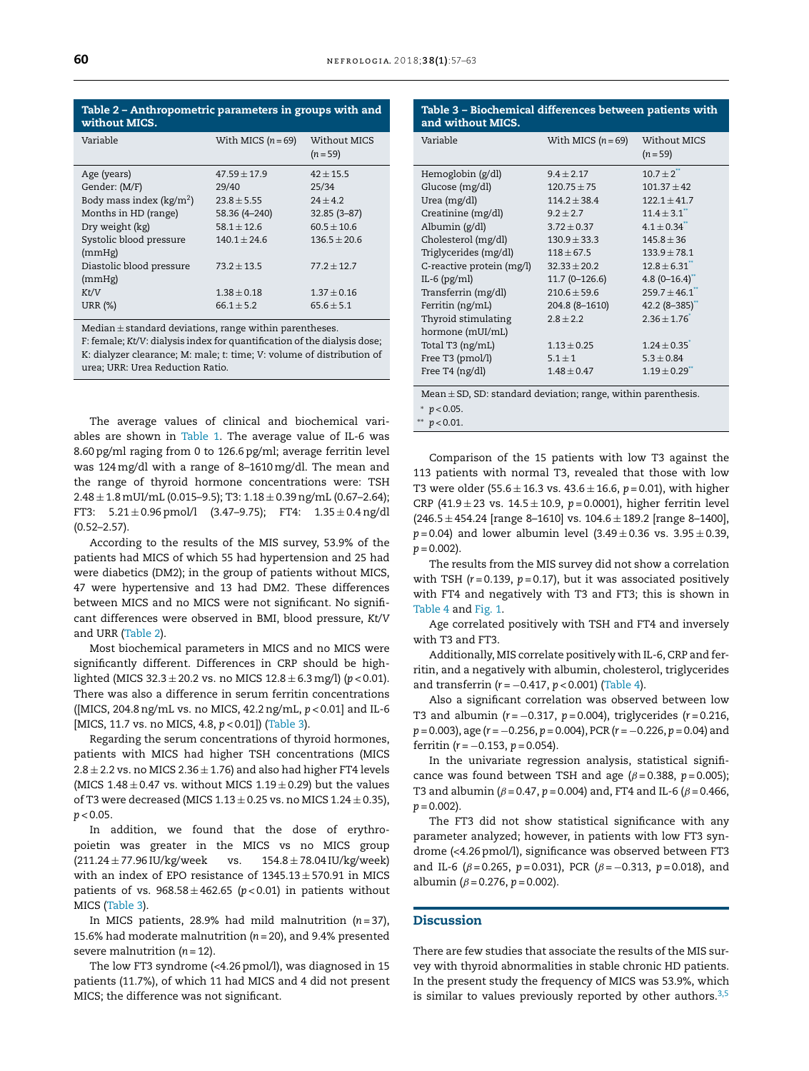**Table 2 – Anthropometric parameters in groups with and without MICS.**

| Variable | With MICS ($n = 69$) | Without MICS ($n = 59$) |
|---|---|---|
| Age (years) | 47.59 ± 17.9 | 42 ± 15.5 |
| Gender: (M/F) | 29/40 | 25/34 |
| Body mass index (kg/m$^2$) | 23.8 ± 5.55 | 24 ± 4.2 |
| Months in HD (range) | 58.36 (4–240) | 32.85 (3–87) |
| Dry weight (kg) | 58.1 ± 12.6 | 60.5 ± 10.6 |
| Systolic blood pressure (mmHg) | 140.1 ± 24.6 | 136.5 ± 20.6 |
| Diastolic blood pressure (mmHg) | 73.2 ± 13.5 | 77.2 ± 12.7 |
| *Kt/V* | 1.38 ± 0.18 | 1.37 ± 0.16 |
| URR (%) | 66.1 ± 5.2 | 65.6 ± 5.1 |

Median ± standard deviations, range within parentheses.
F: female; *Kt/V*: dialysis index for quantification of the dialysis dose; K: dialyzer clearance; M: male; *t*: time; V: volume of distribution of urea; URR: Urea Reduction Ratio.

The average values of clinical and biochemical variables are shown in Table 1. The average value of IL-6 was 8.60 pg/ml raging from 0 to 126.6 pg/ml; average ferritin level was 124 mg/dl with a range of 8–1610 mg/dl. The mean and the range of thyroid hormone concentrations were: TSH 2.48 ± 1.8 mUI/mL (0.015–9.5); T3: 1.18 ± 0.39 ng/mL (0.67–2.64); FT3: 5.21 ± 0.96 pmol/l (3.47–9.75); FT4: 1.35 ± 0.4 ng/dl (0.52–2.57).

According to the results of the MIS survey, 53.9% of the patients had MICS of which 55 had hypertension and 25 had were diabetics (DM2); in the group of patients without MICS, 47 were hypertensive and 13 had DM2. These differences between MICS and no MICS were not significant. No significant differences were observed in BMI, blood pressure, *Kt/V* and URR (Table 2).

Most biochemical parameters in MICS and no MICS were significantly different. Differences in CRP should be highlighted (MICS 32.3 ± 20.2 vs. no MICS 12.8 ± 6.3 mg/l) ($p < 0.01$). There was also a difference in serum ferritin concentrations ([MICS, 204.8 ng/mL vs. no MICS, 42.2 ng/mL, $p < 0.01$] and IL-6 [MICS, 11.7 vs. no MICS, 4.8, $p < 0.01$]) (Table 3).

Regarding the serum concentrations of thyroid hormones, patients with MICS had higher TSH concentrations (MICS 2.8 ± 2.2 vs. no MICS 2.36 ± 1.76) and also had higher FT4 levels (MICS 1.48 ± 0.47 vs. without MICS 1.19 ± 0.29) but the values of T3 were decreased (MICS 1.13 ± 0.25 vs. no MICS 1.24 ± 0.35), $p < 0.05$.

In addition, we found that the dose of erythropoietin was greater in the MICS vs no MICS group (211.24 ± 77.96 IU/kg/week vs. 154.8 ± 78.04 IU/kg/week) with an index of EPO resistance of 1345.13 ± 570.91 in MICS patients of vs. 968.58 ± 462.65 ($p < 0.01$) in patients without MICS (Table 3).

In MICS patients, 28.9% had mild malnutrition ($n = 37$), 15.6% had moderate malnutrition ($n = 20$), and 9.4% presented severe malnutrition ($n = 12$).

The low FT3 syndrome (<4.26 pmol/l), was diagnosed in 15 patients (11.7%), of which 11 had MICS and 4 did not present MICS; the difference was not significant.

**Table 3 – Biochemical differences between patients with and without MICS.**

| Variable | With MICS ($n = 69$) | Without MICS ($n = 59$) |
|---|---|---|
| Hemoglobin (g/dl) | 9.4 ± 2.17 | 10.7 ± 2** |
| Glucose (mg/dl) | 120.75 ± 75 | 101.37 ± 42 |
| Urea (mg/dl) | 114.2 ± 38.4 | 122.1 ± 41.7 |
| Creatinine (mg/dl) | 9.2 ± 2.7 | 11.4 ± 3.1** |
| Albumin (g/dl) | 3.72 ± 0.37 | 4.1 ± 0.34** |
| Cholesterol (mg/dl) | 130.9 ± 33.3 | 145.8 ± 36 |
| Triglycerides (mg/dl) | 118 ± 67.5 | 133.9 ± 78.1 |
| C-reactive protein (mg/l) | 32.33 ± 20.2 | 12.8 ± 6.31** |
| IL-6 (pg/ml) | 11.7 (0–126.6) | 4.8 (0–16.4)** |
| Transferrin (mg/dl) | 210.6 ± 59.6 | 259.7 ± 46.1** |
| Ferritin (ng/mL) | 204.8 (8–1610) | 42.2 (8–385)** |
| Thyroid stimulating hormone (mUI/mL) | 2.8 ± 2.2 | 2.36 ± 1.76* |
| Total T3 (ng/mL) | 1.13 ± 0.25 | 1.24 ± 0.35* |
| Free T3 (pmol/l) | 5.1 ± 1 | 5.3 ± 0.84 |
| Free T4 (ng/dl) | 1.48 ± 0.47 | 1.19 ± 0.29** |

Mean ± SD, SD: standard deviation; range, within parenthesis.
* $p < 0.05$.
** $p < 0.01$.

Comparison of the 15 patients with low T3 against the 113 patients with normal T3, revealed that those with low T3 were older (55.6 ± 16.3 vs. 43.6 ± 16.6, $p = 0.01$), with higher CRP (41.9 ± 23 vs. 14.5 ± 10.9, $p = 0.0001$), higher ferritin level (246.5 ± 454.24 [range 8–1610] vs. 104.6 ± 189.2 [range 8–1400], $p = 0.04$) and lower albumin level (3.49 ± 0.36 vs. 3.95 ± 0.39, $p = 0.002$).

The results from the MIS survey did not show a correlation with TSH ($r = 0.139$, $p = 0.17$), but it was associated positively with FT4 and negatively with T3 and FT3; this is shown in Table 4 and Fig. 1.

Age correlated positively with TSH and FT4 and inversely with T3 and FT3.

Additionally, MIS correlate positively with IL-6, CRP and ferritin, and a negatively with albumin, cholesterol, triglycerides and transferrin ($r = -0.417$, $p < 0.001$) (Table 4).

Also a significant correlation was observed between low T3 and albumin ($r = -0.317$, $p = 0.004$), triglycerides ($r = 0.216$, $p = 0.003$), age ($r = -0.256$, $p = 0.004$), PCR ($r = -0.226$, $p = 0.04$) and ferritin ($r = -0.153$, $p = 0.054$).

In the univariate regression analysis, statistical significance was found between TSH and age ($\beta = 0.388$, $p = 0.005$); T3 and albumin ($\beta = 0.47$, $p = 0.004$) and, FT4 and IL-6 ($\beta = 0.466$, $p = 0.002$).

The FT3 did not show statistical significance with any parameter analyzed; however, in patients with low FT3 syndrome (<4.26 pmol/l), significance was observed between FT3 and IL-6 ($\beta = 0.265$, $p = 0.031$), PCR ($\beta = -0.313$, $p = 0.018$), and albumin ($\beta = 0.276$, $p = 0.002$).

## Discussion

There are few studies that associate the results of the MIS survey with thyroid abnormalities in stable chronic HD patients. In the present study the frequency of MICS was 53.9%, which is similar to values previously reported by other authors.[3,5]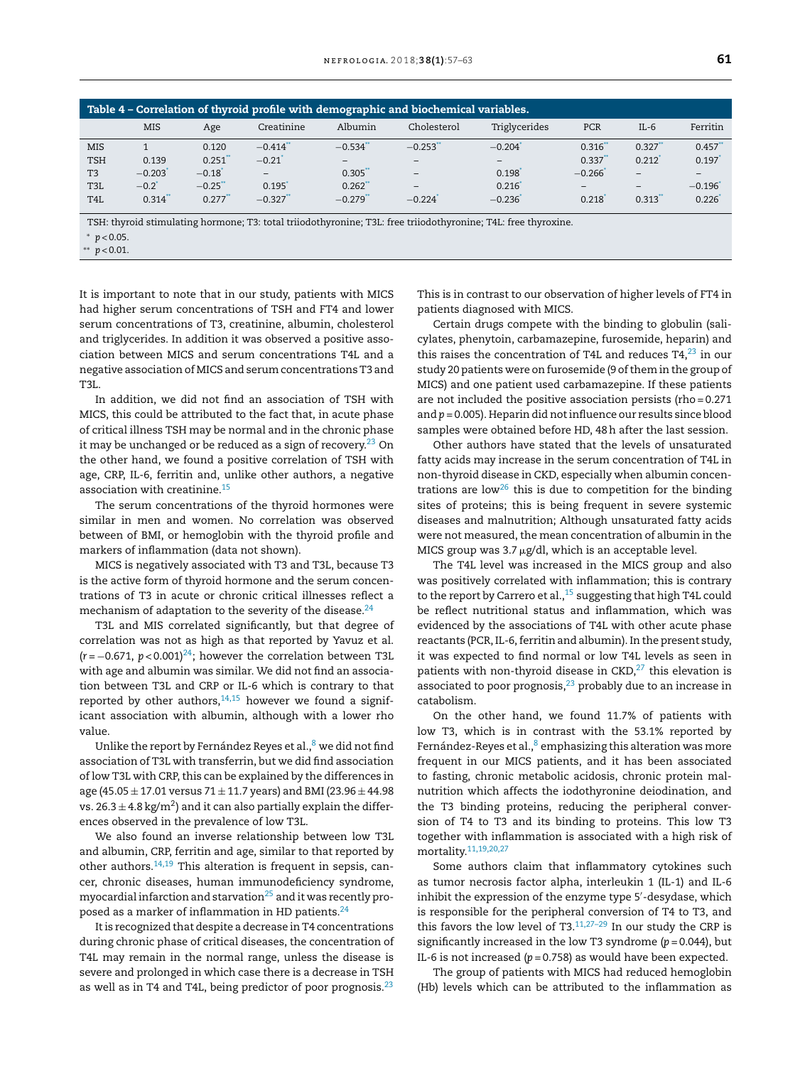**Table 4 – Correlation of thyroid profile with demographic and biochemical variables.**

| | MIS | Age | Creatinine | Albumin | Cholesterol | Triglycerides | PCR | IL-6 | Ferritin |
|---|---|---|---|---|---|---|---|---|---|
| MIS | 1 | 0.120 | −0.414** | −0.534** | −0.253** | −0.204* | 0.316** | 0.327** | 0.457** |
| TSH | 0.139 | 0.251** | −0.21* | – | – | – | 0.337** | 0.212* | 0.197* |
| T3 | −0.203* | −0.18* | – | 0.305** | – | 0.198* | −0.266* | – | – |
| T3L | −0.2* | −0.25** | 0.195* | 0.262** | – | 0.216* | – | – | −0.196* |
| T4L | 0.314** | 0.277** | −0.327** | −0.279** | −0.224* | −0.236* | 0.218* | 0.313** | 0.226* |

TSH: thyroid stimulating hormone; T3: total triiodothyronine; T3L: free triiodothyronine; T4L: free thyroxine.

* $p < 0.05$.

** $p < 0.01$.

It is important to note that in our study, patients with MICS had higher serum concentrations of TSH and FT4 and lower serum concentrations of T3, creatinine, albumin, cholesterol and triglycerides. In addition it was observed a positive association between MICS and serum concentrations T4L and a negative association of MICS and serum concentrations T3 and T3L.

In addition, we did not find an association of TSH with MICS, this could be attributed to the fact that, in acute phase of critical illness TSH may be normal and in the chronic phase it may be unchanged or be reduced as a sign of recovery.[23] On the other hand, we found a positive correlation of TSH with age, CRP, IL-6, ferritin and, unlike other authors, a negative association with creatinine.[15]

The serum concentrations of the thyroid hormones were similar in men and women. No correlation was observed between of BMI, or hemoglobin with the thyroid profile and markers of inflammation (data not shown).

MICS is negatively associated with T3 and T3L, because T3 is the active form of thyroid hormone and the serum concentrations of T3 in acute or chronic critical illnesses reflect a mechanism of adaptation to the severity of the disease.[24]

T3L and MIS correlated significantly, but that degree of correlation was not as high as that reported by Yavuz et al. ($r = -0.671$, $p < 0.001$)[24]; however the correlation between T3L with age and albumin was similar. We did not find an association between T3L and CRP or IL-6 which is contrary to that reported by other authors,[14,15] however we found a significant association with albumin, although with a lower rho value.

Unlike the report by Fernández Reyes et al.,[8] we did not find association of T3L with transferrin, but we did find association of low T3L with CRP, this can be explained by the differences in age (45.05 ± 17.01 versus 71 ± 11.7 years) and BMI (23.96 ± 44.98 vs. 26.3 ± 4.8 kg/m$^2$) and it can also partially explain the differences observed in the prevalence of low T3L.

We also found an inverse relationship between low T3L and albumin, CRP, ferritin and age, similar to that reported by other authors.[14,19] This alteration is frequent in sepsis, cancer, chronic diseases, human immunodeficiency syndrome, myocardial infarction and starvation[25] and it was recently proposed as a marker of inflammation in HD patients.[24]

It is recognized that despite a decrease in T4 concentrations during chronic phase of critical diseases, the concentration of T4L may remain in the normal range, unless the disease is severe and prolonged in which case there is a decrease in TSH as well as in T4 and T4L, being predictor of poor prognosis.[23] This is in contrast to our observation of higher levels of FT4 in patients diagnosed with MICS.

Certain drugs compete with the binding to globulin (salicylates, phenytoin, carbamazepine, furosemide, heparin) and this raises the concentration of T4L and reduces T4,[23] in our study 20 patients were on furosemide (9 of them in the group of MICS) and one patient used carbamazepine. If these patients are not included the positive association persists (rho = 0.271 and $p = 0.005$). Heparin did not influence our results since blood samples were obtained before HD, 48 h after the last session.

Other authors have stated that the levels of unsaturated fatty acids may increase in the serum concentration of T4L in non-thyroid disease in CKD, especially when albumin concentrations are low[26] this is due to competition for the binding sites of proteins; this is being frequent in severe systemic diseases and malnutrition; Although unsaturated fatty acids were not measured, the mean concentration of albumin in the MICS group was 3.7 μg/dl, which is an acceptable level.

The T4L level was increased in the MICS group and also was positively correlated with inflammation; this is contrary to the report by Carrero et al.,[15] suggesting that high T4L could be reflect nutritional status and inflammation, which was evidenced by the associations of T4L with other acute phase reactants (PCR, IL-6, ferritin and albumin). In the present study, it was expected to find normal or low T4L levels as seen in patients with non-thyroid disease in CKD,[27] this elevation is associated to poor prognosis,[23] probably due to an increase in catabolism.

On the other hand, we found 11.7% of patients with low T3, which is in contrast with the 53.1% reported by Fernández-Reyes et al.,[8] emphasizing this alteration was more frequent in our MICS patients, and it has been associated to fasting, chronic metabolic acidosis, chronic protein malnutrition which affects the iodothyronine deiodination, and the T3 binding proteins, reducing the peripheral conversion of T4 to T3 and its binding to proteins. This low T3 together with inflammation is associated with a high risk of mortality.[11,19,20,27]

Some authors claim that inflammatory cytokines such as tumor necrosis factor alpha, interleukin 1 (IL-1) and IL-6 inhibit the expression of the enzyme type 5′-desydase, which is responsible for the peripheral conversion of T4 to T3, and this favors the low level of T3.[11,27–29] In our study the CRP is significantly increased in the low T3 syndrome ($p = 0.044$), but IL-6 is not increased ($p = 0.758$) as would have been expected.

The group of patients with MICS had reduced hemoglobin (Hb) levels which can be attributed to the inflammation as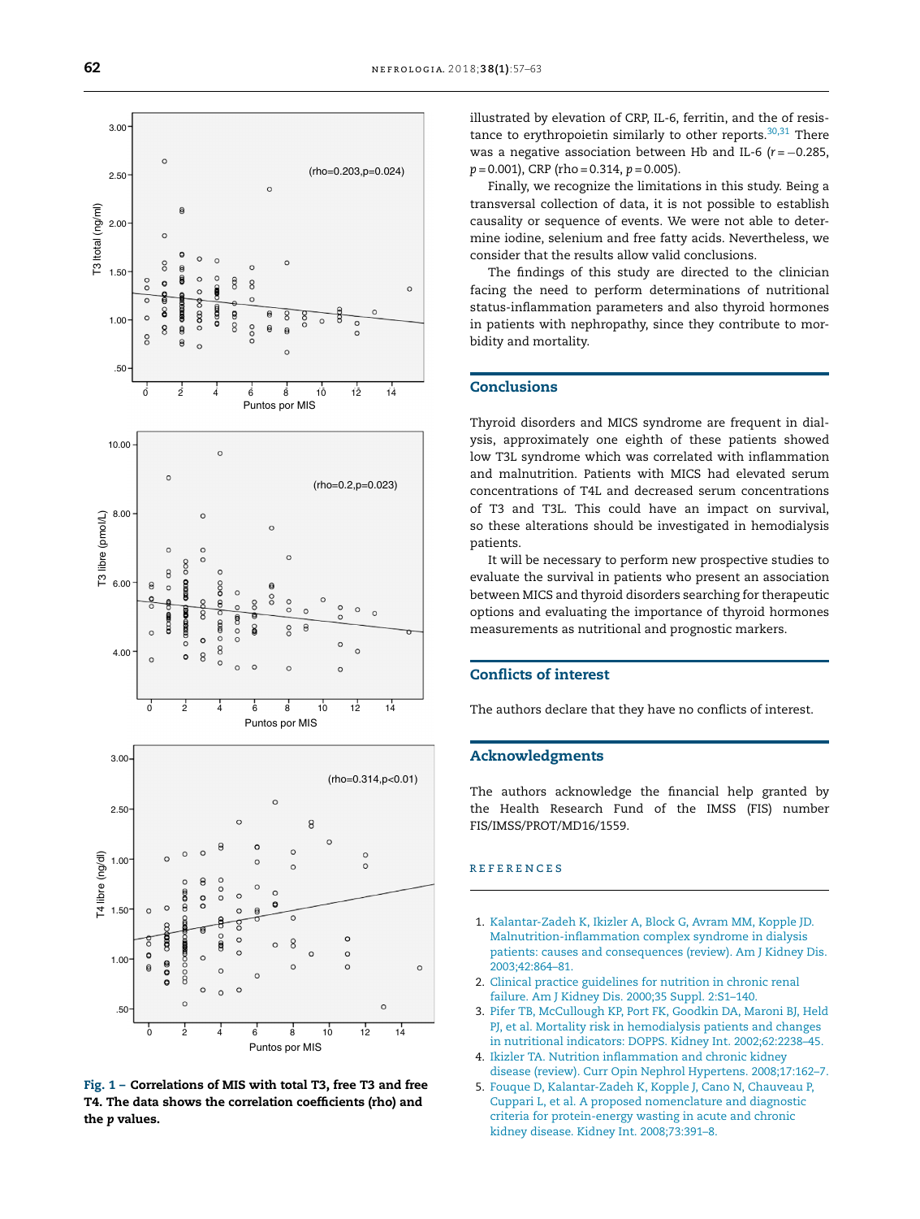Fig. 1 – **Correlations of MIS with total T3, free T3 and free T4. The data shows the correlation coefficients (rho) and the *p* values.**

illustrated by elevation of CRP, IL-6, ferritin, and the of resistance to erythropoietin similarly to other reports.[30,31] There was a negative association between Hb and IL-6 ($r = -0.285$, $p = 0.001$), CRP (rho = 0.314, $p = 0.005$).

Finally, we recognize the limitations in this study. Being a transversal collection of data, it is not possible to establish causality or sequence of events. We were not able to determine iodine, selenium and free fatty acids. Nevertheless, we consider that the results allow valid conclusions.

The findings of this study are directed to the clinician facing the need to perform determinations of nutritional status-inflammation parameters and also thyroid hormones in patients with nephropathy, since they contribute to morbidity and mortality.

## Conclusions

Thyroid disorders and MICS syndrome are frequent in dialysis, approximately one eighth of these patients showed low T3L syndrome which was correlated with inflammation and malnutrition. Patients with MICS had elevated serum concentrations of T4L and decreased serum concentrations of T3 and T3L. This could have an impact on survival, so these alterations should be investigated in hemodialysis patients.

It will be necessary to perform new prospective studies to evaluate the survival in patients who present an association between MICS and thyroid disorders searching for therapeutic options and evaluating the importance of thyroid hormones measurements as nutritional and prognostic markers.

## Conflicts of interest

The authors declare that they have no conflicts of interest.

## Acknowledgments

The authors acknowledge the financial help granted by the Health Research Fund of the IMSS (FIS) number FIS/IMSS/PROT/MD16/1559.

## REFERENCES

1. Kalantar-Zadeh K, Ikizler A, Block G, Avram MM, Kopple JD. Malnutrition-inflammation complex syndrome in dialysis patients: causes and consequences (review). Am J Kidney Dis. 2003;42:864–81.
2. Clinical practice guidelines for nutrition in chronic renal failure. Am J Kidney Dis. 2000;35 Suppl. 2:S1–140.
3. Pifer TB, McCullough KP, Port FK, Goodkin DA, Maroni BJ, Held PJ, et al. Mortality risk in hemodialysis patients and changes in nutritional indicators: DOPPS. Kidney Int. 2002;62:2238–45.
4. Ikizler TA. Nutrition inflammation and chronic kidney disease (review). Curr Opin Nephrol Hypertens. 2008;17:162–7.
5. Fouque D, Kalantar-Zadeh K, Kopple J, Cano N, Chauveau P, Cuppari L, et al. A proposed nomenclature and diagnostic criteria for protein-energy wasting in acute and chronic kidney disease. Kidney Int. 2008;73:391–8.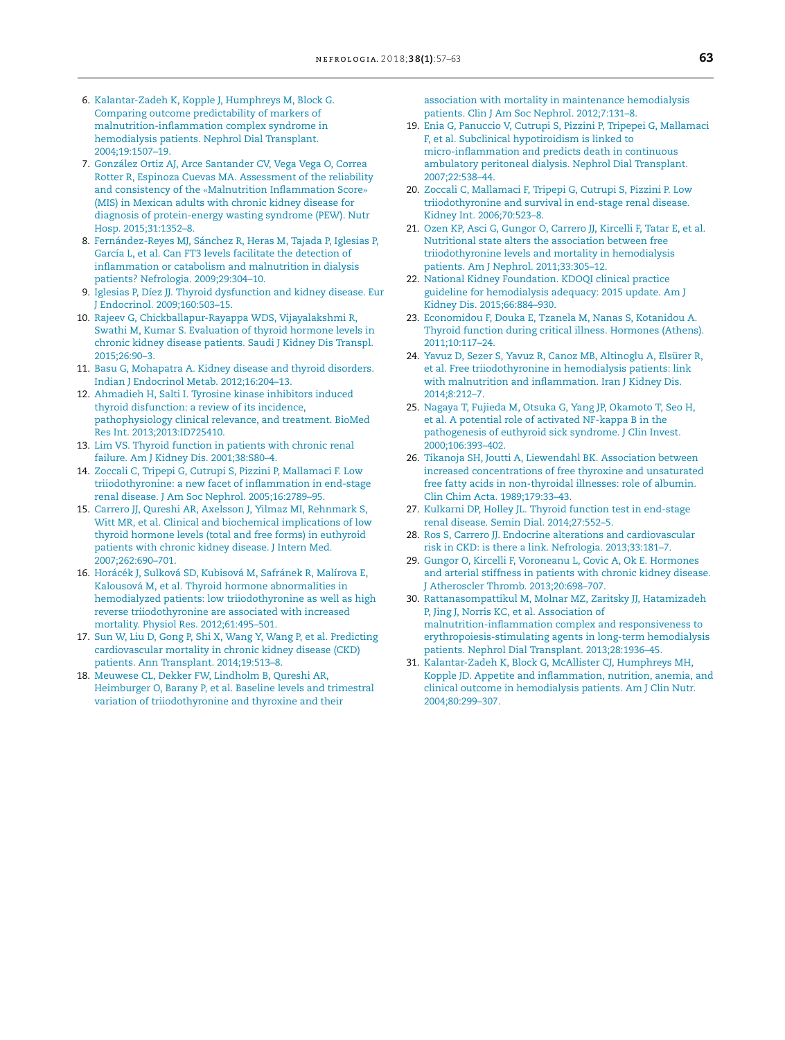6. Kalantar-Zadeh K, Kopple J, Humphreys M, Block G. Comparing outcome predictability of markers of malnutrition-inflammation complex syndrome in hemodialysis patients. Nephrol Dial Transplant. 2004;19:1507–19.
7. González Ortiz AJ, Arce Santander CV, Vega Vega O, Correa Rotter R, Espinoza Cuevas MA. Assessment of the reliability and consistency of the «Malnutrition Inflammation Score» (MIS) in Mexican adults with chronic kidney disease for diagnosis of protein-energy wasting syndrome (PEW). Nutr Hosp. 2015;31:1352–8.
8. Fernández-Reyes MJ, Sánchez R, Heras M, Tajada P, Iglesias P, García L, et al. Can FT3 levels facilitate the detection of inflammation or catabolism and malnutrition in dialysis patients? Nefrologia. 2009;29:304–10.
9. Iglesias P, Díez JJ. Thyroid dysfunction and kidney disease. Eur J Endocrinol. 2009;160:503–15.
10. Rajeev G, Chickballapur-Rayappa WDS, Vijayalakshmi R, Swathi M, Kumar S. Evaluation of thyroid hormone levels in chronic kidney disease patients. Saudi J Kidney Dis Transpl. 2015;26:90–3.
11. Basu G, Mohapatra A. Kidney disease and thyroid disorders. Indian J Endocrinol Metab. 2012;16:204–13.
12. Ahmadieh H, Salti I. Tyrosine kinase inhibitors induced thyroid disfunction: a review of its incidence, pathophysiology clinical relevance, and treatment. BioMed Res Int. 2013;2013:ID725410.
13. Lim VS. Thyroid function in patients with chronic renal failure. Am J Kidney Dis. 2001;38:S80–4.
14. Zoccali C, Tripepi G, Cutrupi S, Pizzini P, Mallamaci F. Low triiodothyronine: a new facet of inflammation in end-stage renal disease. J Am Soc Nephrol. 2005;16:2789–95.
15. Carrero JJ, Qureshi AR, Axelsson J, Yilmaz MI, Rehnmark S, Witt MR, et al. Clinical and biochemical implications of low thyroid hormone levels (total and free forms) in euthyroid patients with chronic kidney disease. J Intern Med. 2007;262:690–701.
16. Horácék J, Sulková SD, Kubisová M, Safránek R, Malírova E, Kalousová M, et al. Thyroid hormone abnormalities in hemodialyzed patients: low triiodothyronine as well as high reverse triiodothyronine are associated with increased mortality. Physiol Res. 2012;61:495–501.
17. Sun W, Liu D, Gong P, Shi X, Wang Y, Wang P, et al. Predicting cardiovascular mortality in chronic kidney disease (CKD) patients. Ann Transplant. 2014;19:513–8.
18. Meuwese CL, Dekker FW, Lindholm B, Qureshi AR, Heimburger O, Barany P, et al. Baseline levels and trimestral variation of triiodothyronine and thyroxine and their association with mortality in maintenance hemodialysis patients. Clin J Am Soc Nephrol. 2012;7:131–8.
19. Enia G, Panuccio V, Cutrupi S, Pizzini P, Tripepei G, Mallamaci F, et al. Subclinical hypotiroidism is linked to micro-inflammation and predicts death in continuous ambulatory peritoneal dialysis. Nephrol Dial Transplant. 2007;22:538–44.
20. Zoccali C, Mallamaci F, Tripepi G, Cutrupi S, Pizzini P. Low triiodothyronine and survival in end-stage renal disease. Kidney Int. 2006;70:523–8.
21. Ozen KP, Asci G, Gungor O, Carrero JJ, Kircelli F, Tatar E, et al. Nutritional state alters the association between free triiodothyronine levels and mortality in hemodialysis patients. Am J Nephrol. 2011;33:305–12.
22. National Kidney Foundation. KDOQI clinical practice guideline for hemodialysis adequacy: 2015 update. Am J Kidney Dis. 2015;66:884–930.
23. Economidou F, Douka E, Tzanela M, Nanas S, Kotanidou A. Thyroid function during critical illness. Hormones (Athens). 2011;10:117–24.
24. Yavuz D, Sezer S, Yavuz R, Canoz MB, Altinoglu A, Elsürer R, et al. Free triiodothyronine in hemodialysis patients: link with malnutrition and inflammation. Iran J Kidney Dis. 2014;8:212–7.
25. Nagaya T, Fujieda M, Otsuka G, Yang JP, Okamoto T, Seo H, et al. A potential role of activated NF-kappa B in the pathogenesis of euthyroid sick syndrome. J Clin Invest. 2000;106:393–402.
26. Tikanoja SH, Joutti A, Liewendahl BK. Association between increased concentrations of free thyroxine and unsaturated free fatty acids in non-thyroidal illnesses: role of albumin. Clin Chim Acta. 1989;179:33–43.
27. Kulkarni DP, Holley JL. Thyroid function test in end-stage renal disease. Semin Dial. 2014;27:552–5.
28. Ros S, Carrero JJ. Endocrine alterations and cardiovascular risk in CKD: is there a link. Nefrologia. 2013;33:181–7.
29. Gungor O, Kircelli F, Voroneanu L, Covic A, Ok E. Hormones and arterial stiffness in patients with chronic kidney disease. J Atheroscler Thromb. 2013;20:698–707.
30. Rattanasompattikul M, Molnar MZ, Zaritsky JJ, Hatamizadeh P, Jing J, Norris KC, et al. Association of malnutrition-inflammation complex and responsiveness to erythropoiesis-stimulating agents in long-term hemodialysis patients. Nephrol Dial Transplant. 2013;28:1936–45.
31. Kalantar-Zadeh K, Block G, McAllister CJ, Humphreys MH, Kopple JD. Appetite and inflammation, nutrition, anemia, and clinical outcome in hemodialysis patients. Am J Clin Nutr. 2004;80:299–307.